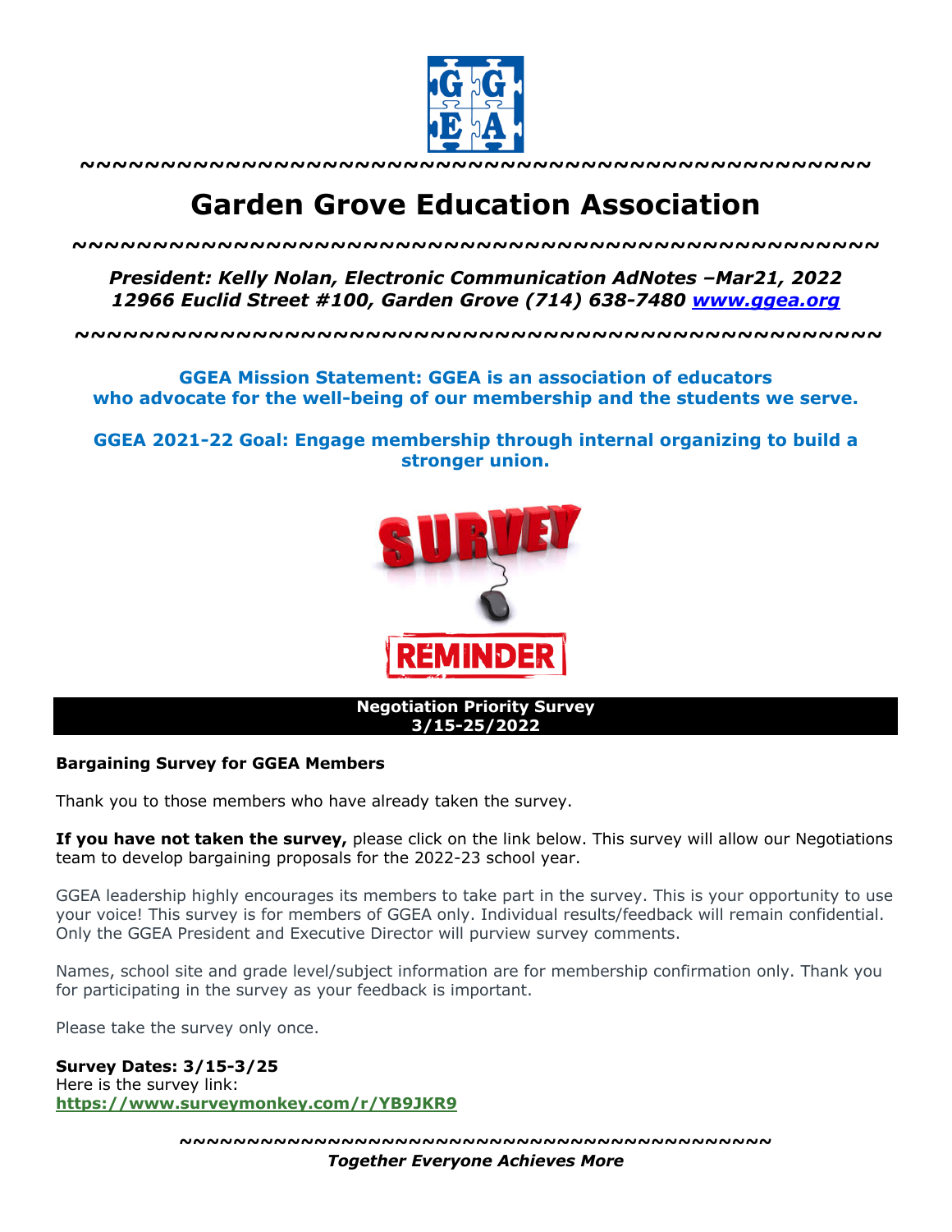~~~~~~~~~~~~~~~~~~~~~~~~~~~~~~~~~~~~~~~~~~~~~~~~~~

# Garden Grove Education Association

~~~~~~~~~~~~~~~~~~~~~~~~~~~~~~~~~~~~~~~~~~~~~~~~~~

***President: Kelly Nolan, Electronic Communication AdNotes –Mar21, 2022***
***12966 Euclid Street #100, Garden Grove (714) 638-7480 [www.ggea.org](http://www.ggea.org)***

~~~~~~~~~~~~~~~~~~~~~~~~~~~~~~~~~~~~~~~~~~~~~~~~~~

**GGEA Mission Statement: GGEA is an association of educators who advocate for the well-being of our membership and the students we serve.**

**GGEA 2021-22 Goal: Engage membership through internal organizing to build a stronger union.**

## Negotiation Priority Survey 3/15-25/2022

**Bargaining Survey for GGEA Members**

Thank you to those members who have already taken the survey.

**If you have not taken the survey,** please click on the link below. This survey will allow our Negotiations team to develop bargaining proposals for the 2022-23 school year.

GGEA leadership highly encourages its members to take part in the survey. This is your opportunity to use your voice! This survey is for members of GGEA only. Individual results/feedback will remain confidential. Only the GGEA President and Executive Director will purview survey comments.

Names, school site and grade level/subject information are for membership confirmation only. Thank you for participating in the survey as your feedback is important.

Please take the survey only once.

**Survey Dates: 3/15-3/25**
Here is the survey link:
**<https://www.surveymonkey.com/r/YB9JKR9>**

~~~~~~~~~~~~~~~~~~~~~~~~~~~~~~~~~~~~~~~~~~~~

***Together Everyone Achieves More***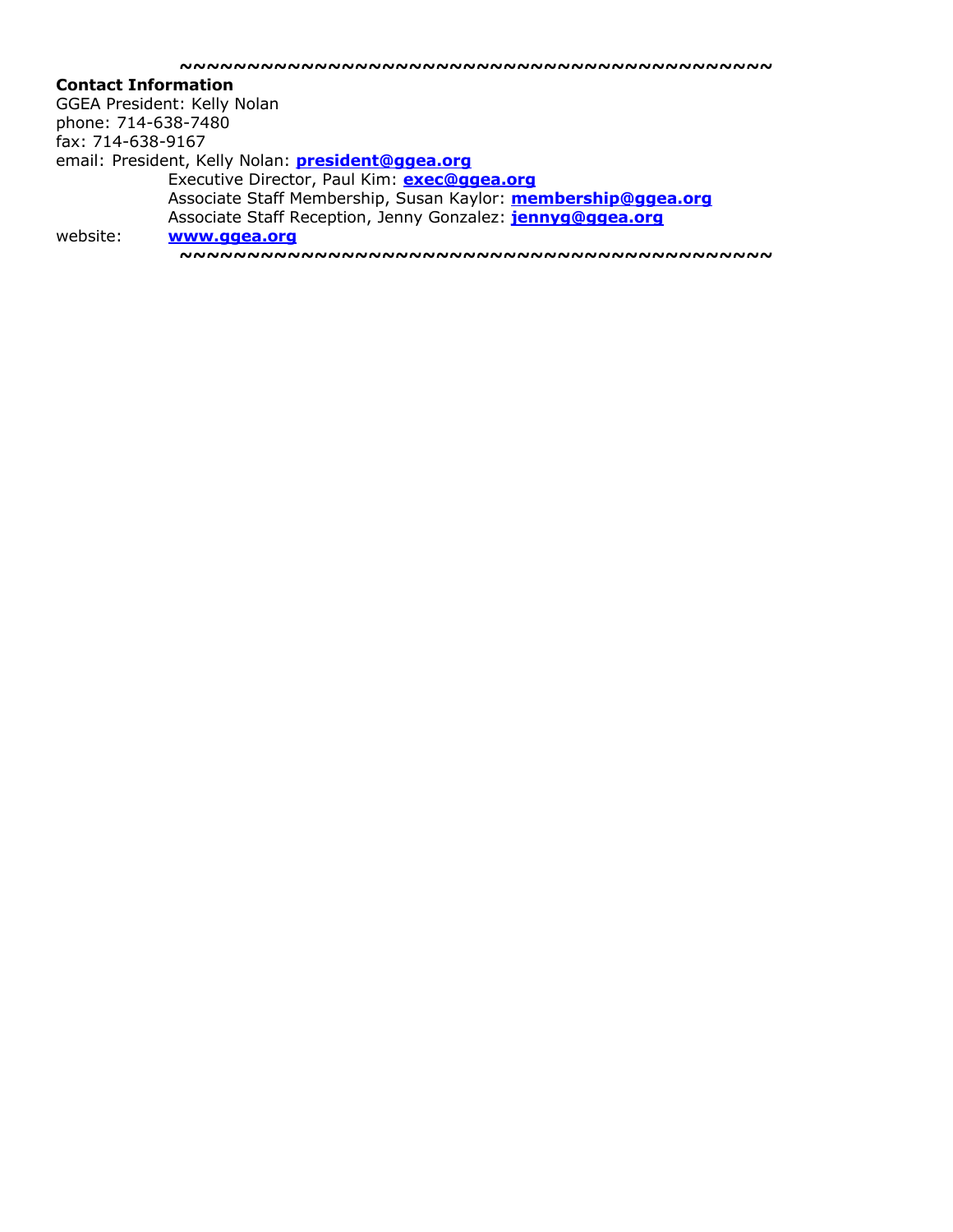~~~~~~~~~~~~~~~~~~~~~~~~~~~~~~~~~~~~~~~~~~~~

**Contact Information**

GGEA President: Kelly Nolan
phone: 714-638-7480
fax: 714-638-9167
email: President, Kelly Nolan: **president@ggea.org**
Executive Director, Paul Kim: **exec@ggea.org**
Associate Staff Membership, Susan Kaylor: **membership@ggea.org**
Associate Staff Reception, Jenny Gonzalez: **jennyg@ggea.org**
website: **www.ggea.org**

~~~~~~~~~~~~~~~~~~~~~~~~~~~~~~~~~~~~~~~~~~~~